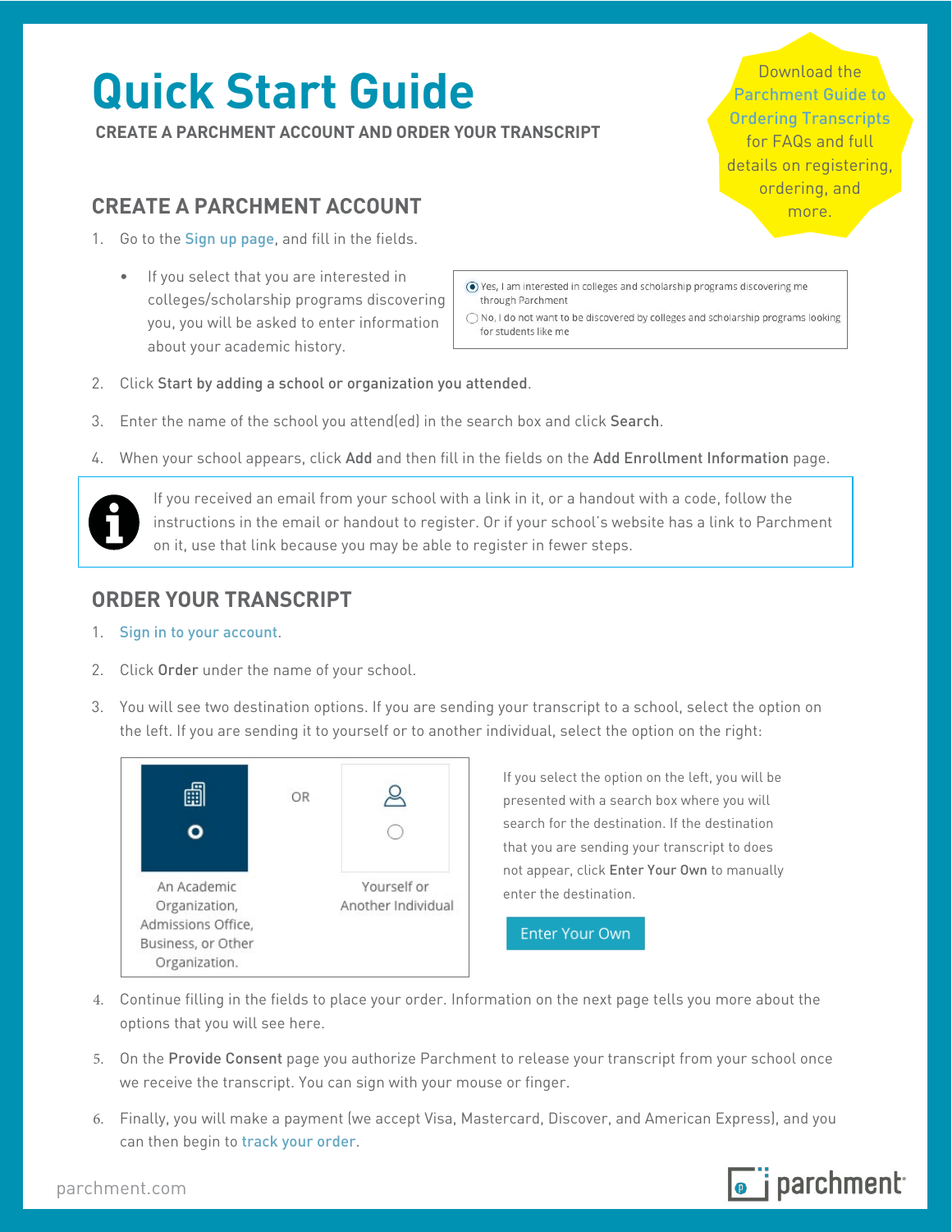# Quick Start Guide

**CREATE A PARCHMENT ACCOUNT AND ORDER YOUR TRANSCRIPT**

Download the Parchment Guide to Ordering Transcripts for FAQs and full details on registering, ordering, and more.

## CREATE A PARCHMENT ACCOUNT

1. Go to the Sign up page, and fill in the fields.
   - If you select that you are interested in colleges/scholarship programs discovering you, you will be asked to enter information about your academic history.

     ◉ Yes, I am interested in colleges and scholarship programs discovering me through Parchment
     ○ No, I do not want to be discovered by colleges and scholarship programs looking for students like me

2. Click **Start by adding a school or organization you attended**.
3. Enter the name of the school you attend(ed) in the search box and click **Search**.
4. When your school appears, click **Add** and then fill in the fields on the **Add Enrollment Information** page.

> If you received an email from your school with a link in it, or a handout with a code, follow the instructions in the email or handout to register. Or if your school's website has a link to Parchment on it, use that link because you may be able to register in fewer steps.

## ORDER YOUR TRANSCRIPT

1. Sign in to your account.
2. Click **Order** under the name of your school.
3. You will see two destination options. If you are sending your transcript to a school, select the option on the left. If you are sending it to yourself or to another individual, select the option on the right:

   An Academic Organization, Admissions Office, Business, or Other Organization. — OR — Yourself or Another Individual

   If you select the option on the left, you will be presented with a search box where you will search for the destination. If the destination that you are sending your transcript to does not appear, click **Enter Your Own** to manually enter the destination.

   Enter Your Own

4. Continue filling in the fields to place your order. Information on the next page tells you more about the options that you will see here.
5. On the **Provide Consent** page you authorize Parchment to release your transcript from your school once we receive the transcript. You can sign with your mouse or finger.
6. Finally, you will make a payment (we accept Visa, Mastercard, Discover, and American Express), and you can then begin to track your order.

parchment.com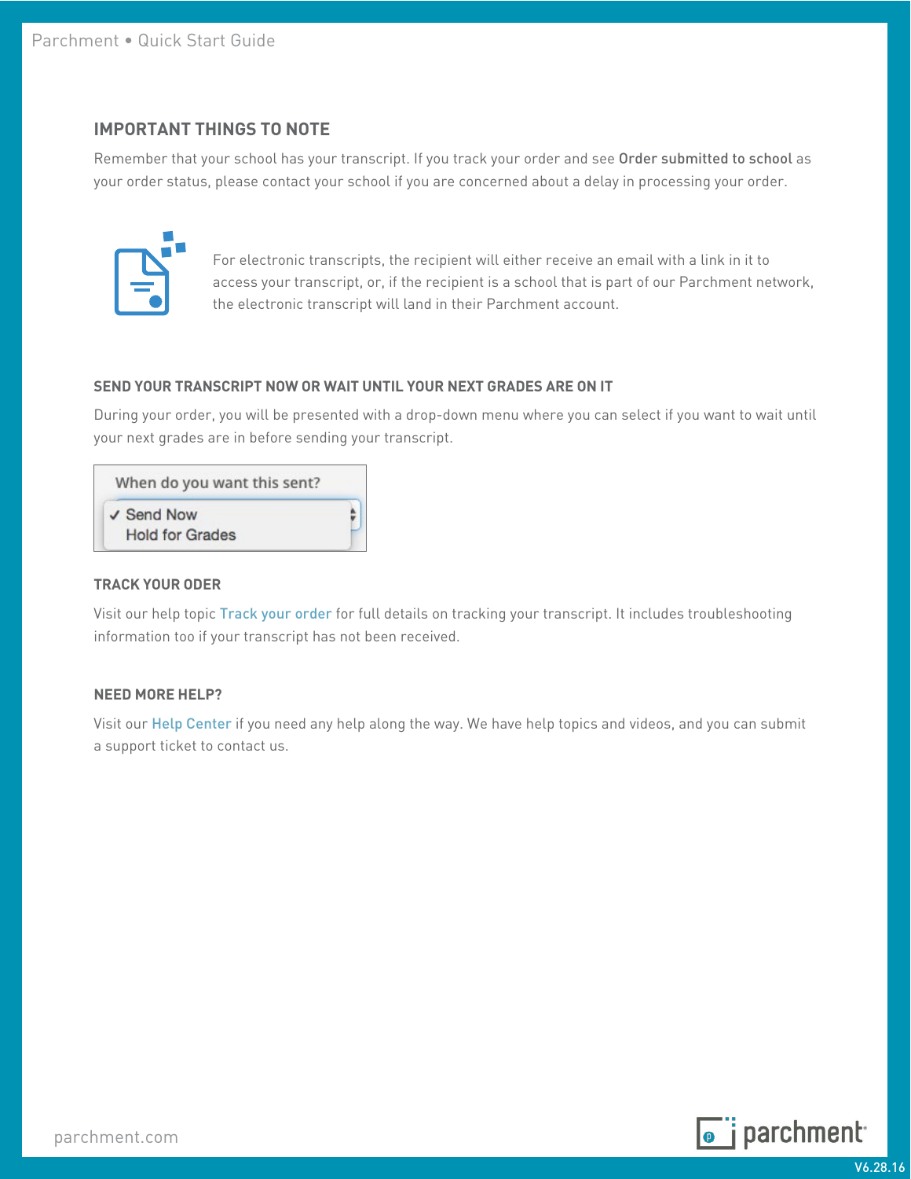## IMPORTANT THINGS TO NOTE

Remember that your school has your transcript. If you track your order and see **Order submitted to school** as your order status, please contact your school if you are concerned about a delay in processing your order.

For electronic transcripts, the recipient will either receive an email with a link in it to access your transcript, or, if the recipient is a school that is part of our Parchment network, the electronic transcript will land in their Parchment account.

### SEND YOUR TRANSCRIPT NOW OR WAIT UNTIL YOUR NEXT GRADES ARE ON IT

During your order, you will be presented with a drop-down menu where you can select if you want to wait until your next grades are in before sending your transcript.

When do you want this sent?

✓ Send Now

Hold for Grades

### TRACK YOUR ODER

Visit our help topic Track your order for full details on tracking your transcript. It includes troubleshooting information too if your transcript has not been received.

### NEED MORE HELP?

Visit our Help Center if you need any help along the way. We have help topics and videos, and you can submit a support ticket to contact us.